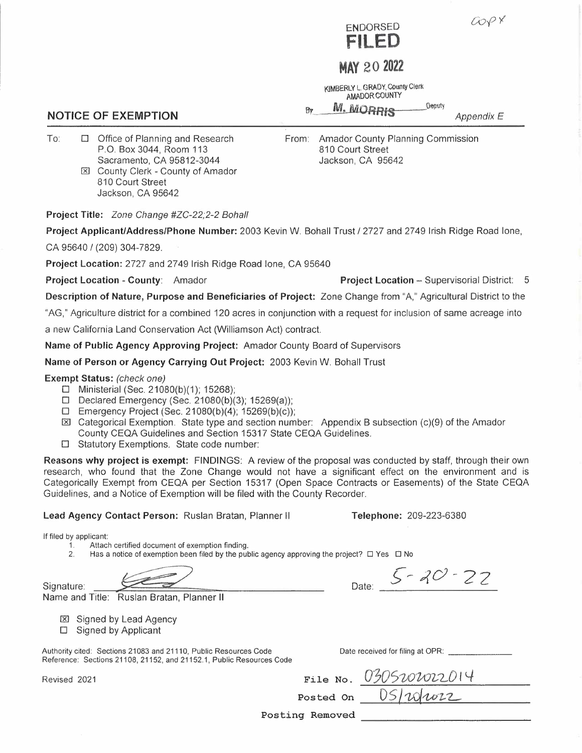COPY

ENDORSED
**FILED**

**MAY 20 2022**

KIMBERLY L. GRADY, County Clerk
AMADOR COUNTY

By M. MORRIS Deputy

## NOTICE OF EXEMPTION

*Appendix E*

To:
- ☐ Office of Planning and Research
  P.O. Box 3044, Room 113
  Sacramento, CA 95812-3044
- ☒ County Clerk - County of Amador
  810 Court Street
  Jackson, CA 95642

From: Amador County Planning Commission
810 Court Street
Jackson, CA 95642

**Project Title:** *Zone Change #ZC-22;2-2 Bohall*

**Project Applicant/Address/Phone Number:** 2003 Kevin W. Bohall Trust / 2727 and 2749 Irish Ridge Road Ione, CA 95640 / (209) 304-7829.

**Project Location:** 2727 and 2749 Irish Ridge Road Ione, CA 95640

**Project Location - County**: Amador **Project Location** – Supervisorial District: 5

**Description of Nature, Purpose and Beneficiaries of Project:** Zone Change from "A," Agricultural District to the "AG," Agriculture district for a combined 120 acres in conjunction with a request for inclusion of same acreage into a new California Land Conservation Act (Williamson Act) contract.

**Name of Public Agency Approving Project:** Amador County Board of Supervisors

**Name of Person or Agency Carrying Out Project:** 2003 Kevin W. Bohall Trust

**Exempt Status:** *(check one)*
- ☐ Ministerial (Sec. 21080(b)(1); 15268);
- ☐ Declared Emergency (Sec. 21080(b)(3); 15269(a));
- ☐ Emergency Project (Sec. 21080(b)(4); 15269(b)(c));
- ☒ Categorical Exemption. State type and section number: Appendix B subsection (c)(9) of the Amador County CEQA Guidelines and Section 15317 State CEQA Guidelines.
- ☐ Statutory Exemptions. State code number:

**Reasons why project is exempt:** FINDINGS: A review of the proposal was conducted by staff, through their own research, who found that the Zone Change would not have a significant effect on the environment and is Categorically Exempt from CEQA per Section 15317 (Open Space Contracts or Easements) of the State CEQA Guidelines, and a Notice of Exemption will be filed with the County Recorder.

**Lead Agency Contact Person:** Ruslan Bratan, Planner II **Telephone:** 209-223-6380

If filed by applicant:
1. Attach certified document of exemption finding.
2. Has a notice of exemption been filed by the public agency approving the project? ☐ Yes ☐ No

Signature: [signature] Date: 5-20-22

Name and Title: Ruslan Bratan, Planner II

- ☒ Signed by Lead Agency
- ☐ Signed by Applicant

Authority cited: Sections 21083 and 21110, Public Resources Code
Reference: Sections 21108, 21152, and 21152.1, Public Resources Code

Date received for filing at OPR: ____________

Revised 2021

File No. 03052020022014

Posted On 05/20/2022

Posting Removed ____________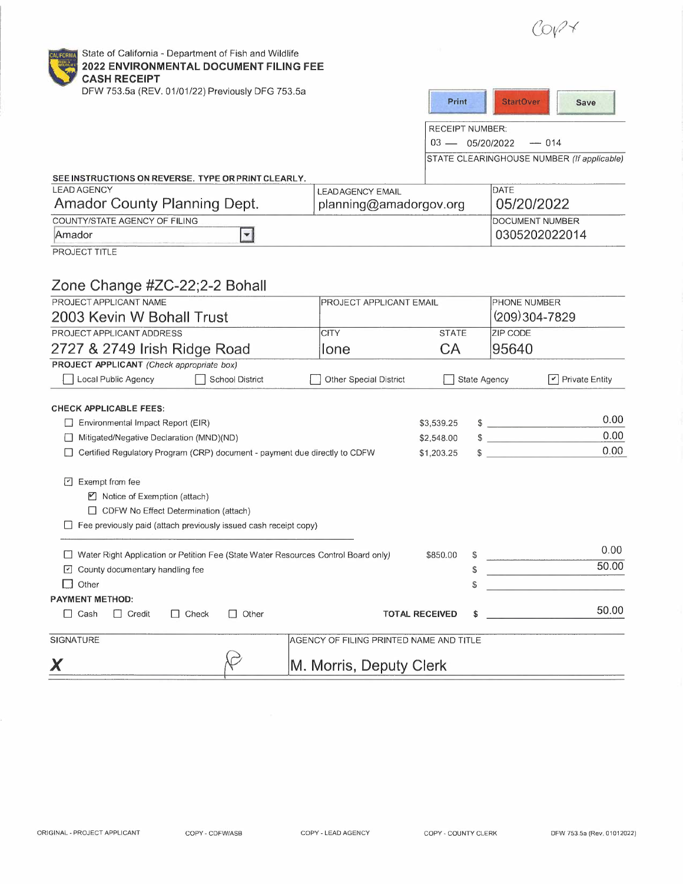COPY

State of California - Department of Fish and Wildlife
**2022 ENVIRONMENTAL DOCUMENT FILING FEE**
**CASH RECEIPT**
DFW 753.5a (REV. 01/01/22) Previously DFG 753.5a

RECEIPT NUMBER:
03 — 05/20/2022 — 014

STATE CLEARINGHOUSE NUMBER *(If applicable)*

**SEE INSTRUCTIONS ON REVERSE. TYPE OR PRINT CLEARLY.**

| LEAD AGENCY | LEAD AGENCY EMAIL | DATE |
|---|---|---|
| Amador County Planning Dept. | planning@amadorgov.org | 05/20/2022 |

| COUNTY/STATE AGENCY OF FILING | DOCUMENT NUMBER |
|---|---|
| Amador | 0305202022014 |

PROJECT TITLE

Zone Change #ZC-22;2-2 Bohall

| PROJECT APPLICANT NAME | PROJECT APPLICANT EMAIL | | PHONE NUMBER |
|---|---|---|---|
| 2003 Kevin W Bohall Trust | | | (209) 304-7829 |
| **PROJECT APPLICANT ADDRESS** | **CITY** | **STATE** | **ZIP CODE** |
| 2727 & 2749 Irish Ridge Road | Ione | CA | 95640 |

**PROJECT APPLICANT** *(Check appropriate box)*

☐ Local Public Agency ☐ School District ☐ Other Special District ☐ State Agency ☑ Private Entity

**CHECK APPLICABLE FEES:**

| | | |
|---|---|---|
| ☐ Environmental Impact Report (EIR) | $3,539.25 | $ 0.00 |
| ☐ Mitigated/Negative Declaration (MND)(ND) | $2,548.00 | $ 0.00 |
| ☐ Certified Regulatory Program (CRP) document - payment due directly to CDFW | $1,203.25 | $ 0.00 |

☑ Exempt from fee
- ☑ Notice of Exemption (attach)
- ☐ CDFW No Effect Determination (attach)

☐ Fee previously paid (attach previously issued cash receipt copy)

| | | |
|---|---|---|
| ☐ Water Right Application or Petition Fee (State Water Resources Control Board only) | $850.00 | $ 0.00 |
| ☑ County documentary handling fee | | $ 50.00 |
| ☐ Other | | $ |

**PAYMENT METHOD:**

☐ Cash ☐ Credit ☐ Check ☐ Other **TOTAL RECEIVED** $ 50.00

| SIGNATURE | AGENCY OF FILING PRINTED NAME AND TITLE |
|---|---|
| X | M. Morris, Deputy Clerk |

ORIGINAL - PROJECT APPLICANT COPY - CDFW/ASB COPY - LEAD AGENCY COPY - COUNTY CLERK DFW 753.5a (Rev. 01012022)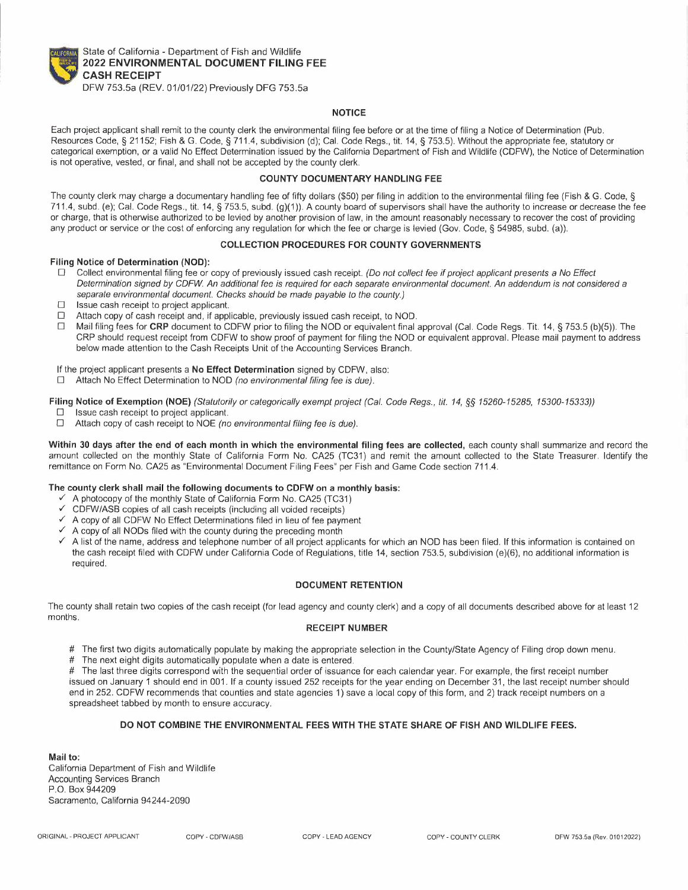State of California - Department of Fish and Wildlife
**2022 ENVIRONMENTAL DOCUMENT FILING FEE CASH RECEIPT**
DFW 753.5a (REV. 01/01/22) Previously DFG 753.5a

### NOTICE

Each project applicant shall remit to the county clerk the environmental filing fee before or at the time of filing a Notice of Determination (Pub. Resources Code, § 21152; Fish & G. Code, § 711.4, subdivision (d); Cal. Code Regs., tit. 14, § 753.5). Without the appropriate fee, statutory or categorical exemption, or a valid No Effect Determination issued by the California Department of Fish and Wildlife (CDFW), the Notice of Determination is not operative, vested, or final, and shall not be accepted by the county clerk.

### COUNTY DOCUMENTARY HANDLING FEE

The county clerk may charge a documentary handling fee of fifty dollars ($50) per filing in addition to the environmental filing fee (Fish & G. Code, § 711.4, subd. (e); Cal. Code Regs., tit. 14, § 753.5, subd. (g)(1)). A county board of supervisors shall have the authority to increase or decrease the fee or charge, that is otherwise authorized to be levied by another provision of law, in the amount reasonably necessary to recover the cost of providing any product or service or the cost of enforcing any regulation for which the fee or charge is levied (Gov. Code, § 54985, subd. (a)).

### COLLECTION PROCEDURES FOR COUNTY GOVERNMENTS

**Filing Notice of Determination (NOD):**

- ☐ Collect environmental filing fee or copy of previously issued cash receipt. *(Do not collect fee if project applicant presents a No Effect Determination signed by CDFW. An additional fee is required for each separate environmental document. An addendum is not considered a separate environmental document. Checks should be made payable to the county.)*
- ☐ Issue cash receipt to project applicant.
- ☐ Attach copy of cash receipt and, if applicable, previously issued cash receipt, to NOD.
- ☐ Mail filing fees for **CRP** document to CDFW prior to filing the NOD or equivalent final approval (Cal. Code Regs. Tit. 14, § 753.5 (b)(5)). The CRP should request receipt from CDFW to show proof of payment for filing the NOD or equivalent approval. Please mail payment to address below made attention to the Cash Receipts Unit of the Accounting Services Branch.

If the project applicant presents a **No Effect Determination** signed by CDFW, also:

- ☐ Attach No Effect Determination to NOD *(no environmental filing fee is due)*.

**Filing Notice of Exemption (NOE)** *(Statutorily or categorically exempt project (Cal. Code Regs., tit. 14, §§ 15260-15285, 15300-15333))*

- ☐ Issue cash receipt to project applicant.
- ☐ Attach copy of cash receipt to NOE *(no environmental filing fee is due)*.

**Within 30 days after the end of each month in which the environmental filing fees are collected,** each county shall summarize and record the amount collected on the monthly State of California Form No. CA25 (TC31) and remit the amount collected to the State Treasurer. Identify the remittance on Form No. CA25 as "Environmental Document Filing Fees" per Fish and Game Code section 711.4.

**The county clerk shall mail the following documents to CDFW on a monthly basis:**

- ✓ A photocopy of the monthly State of California Form No. CA25 (TC31)
- ✓ CDFW/ASB copies of all cash receipts (including all voided receipts)
- ✓ A copy of all CDFW No Effect Determinations filed in lieu of fee payment
- ✓ A copy of all NODs filed with the county during the preceding month
- ✓ A list of the name, address and telephone number of all project applicants for which an NOD has been filed. If this information is contained on the cash receipt filed with CDFW under California Code of Regulations, title 14, section 753.5, subdivision (e)(6), no additional information is required.

### DOCUMENT RETENTION

The county shall retain two copies of the cash receipt (for lead agency and county clerk) and a copy of all documents described above for at least 12 months.

### RECEIPT NUMBER

- # The first two digits automatically populate by making the appropriate selection in the County/State Agency of Filing drop down menu.
- # The next eight digits automatically populate when a date is entered.
- # The last three digits correspond with the sequential order of issuance for each calendar year. For example, the first receipt number issued on January 1 should end in 001. If a county issued 252 receipts for the year ending on December 31, the last receipt number should end in 252. CDFW recommends that counties and state agencies 1) save a local copy of this form, and 2) track receipt numbers on a spreadsheet tabbed by month to ensure accuracy.

**DO NOT COMBINE THE ENVIRONMENTAL FEES WITH THE STATE SHARE OF FISH AND WILDLIFE FEES.**

**Mail to:**
California Department of Fish and Wildlife
Accounting Services Branch
P.O. Box 944209
Sacramento, California 94244-2090

ORIGINAL - PROJECT APPLICANT | COPY - CDFW/ASB | COPY - LEAD AGENCY | COPY - COUNTY CLERK | DFW 753.5a (Rev. 01012022)